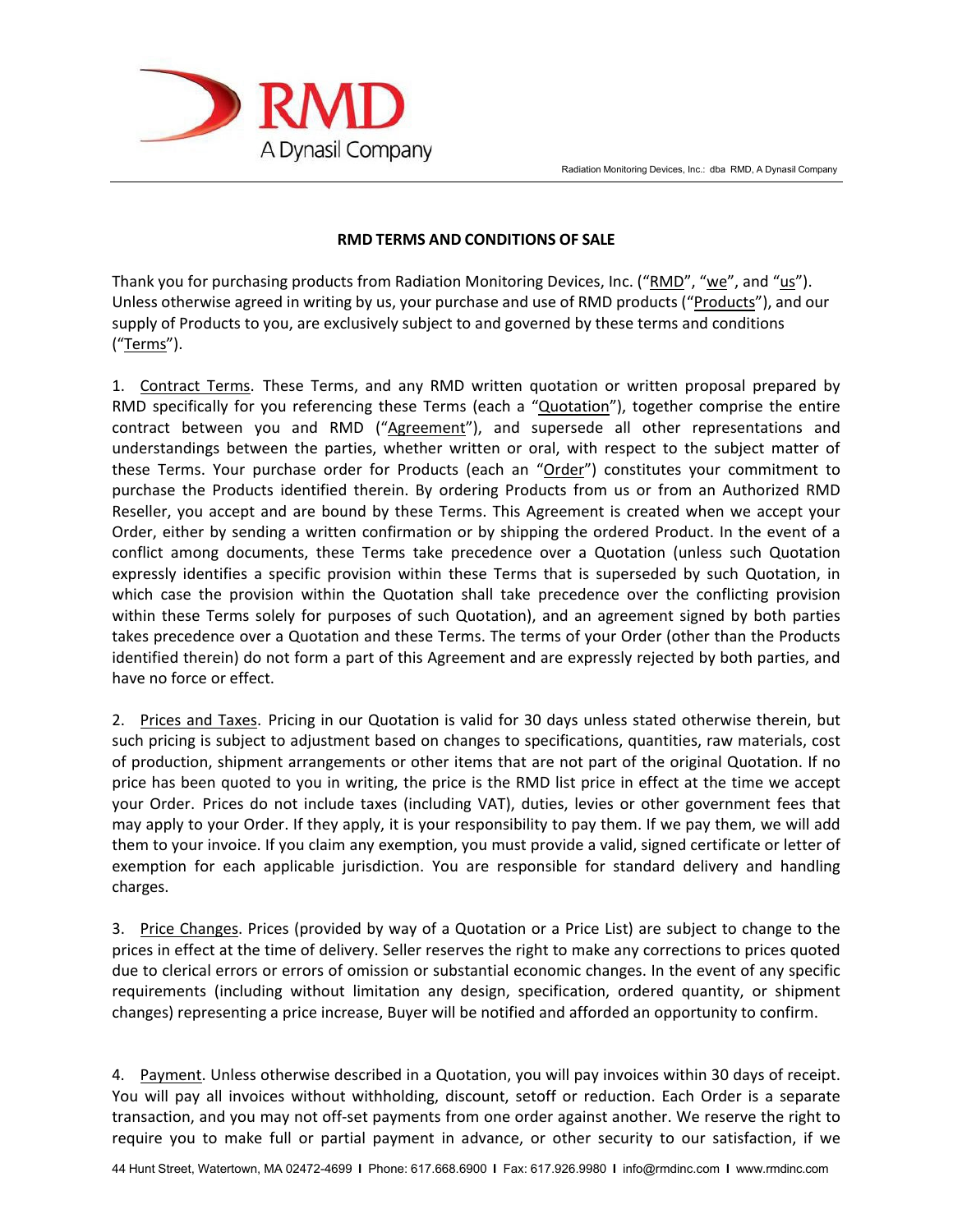# RMD TERMS AND CONDITIONS OF SALE

Thank you for purchasing products from Radiation Monitoring Devices, Inc. ("RMD", "we", and "us"). Unless otherwise agreed in writing by us, your purchase and use of RMD products ("Products"), and our supply of Products to you, are exclusively subject to and governed by these terms and conditions ("Terms").

1. Contract Terms. These Terms, and any RMD written quotation or written proposal prepared by RMD specifically for you referencing these Terms (each a "Quotation"), together comprise the entire contract between you and RMD ("Agreement"), and supersede all other representations and understandings between the parties, whether written or oral, with respect to the subject matter of these Terms. Your purchase order for Products (each an "Order") constitutes your commitment to purchase the Products identified therein. By ordering Products from us or from an Authorized RMD Reseller, you accept and are bound by these Terms. This Agreement is created when we accept your Order, either by sending a written confirmation or by shipping the ordered Product. In the event of a conflict among documents, these Terms take precedence over a Quotation (unless such Quotation expressly identifies a specific provision within these Terms that is superseded by such Quotation, in which case the provision within the Quotation shall take precedence over the conflicting provision within these Terms solely for purposes of such Quotation), and an agreement signed by both parties takes precedence over a Quotation and these Terms. The terms of your Order (other than the Products identified therein) do not form a part of this Agreement and are expressly rejected by both parties, and have no force or effect.

2. Prices and Taxes. Pricing in our Quotation is valid for 30 days unless stated otherwise therein, but such pricing is subject to adjustment based on changes to specifications, quantities, raw materials, cost of production, shipment arrangements or other items that are not part of the original Quotation. If no price has been quoted to you in writing, the price is the RMD list price in effect at the time we accept your Order. Prices do not include taxes (including VAT), duties, levies or other government fees that may apply to your Order. If they apply, it is your responsibility to pay them. If we pay them, we will add them to your invoice. If you claim any exemption, you must provide a valid, signed certificate or letter of exemption for each applicable jurisdiction. You are responsible for standard delivery and handling charges.

3. Price Changes. Prices (provided by way of a Quotation or a Price List) are subject to change to the prices in effect at the time of delivery. Seller reserves the right to make any corrections to prices quoted due to clerical errors or errors of omission or substantial economic changes. In the event of any specific requirements (including without limitation any design, specification, ordered quantity, or shipment changes) representing a price increase, Buyer will be notified and afforded an opportunity to confirm.

4. Payment. Unless otherwise described in a Quotation, you will pay invoices within 30 days of receipt. You will pay all invoices without withholding, discount, setoff or reduction. Each Order is a separate transaction, and you may not off-set payments from one order against another. We reserve the right to require you to make full or partial payment in advance, or other security to our satisfaction, if we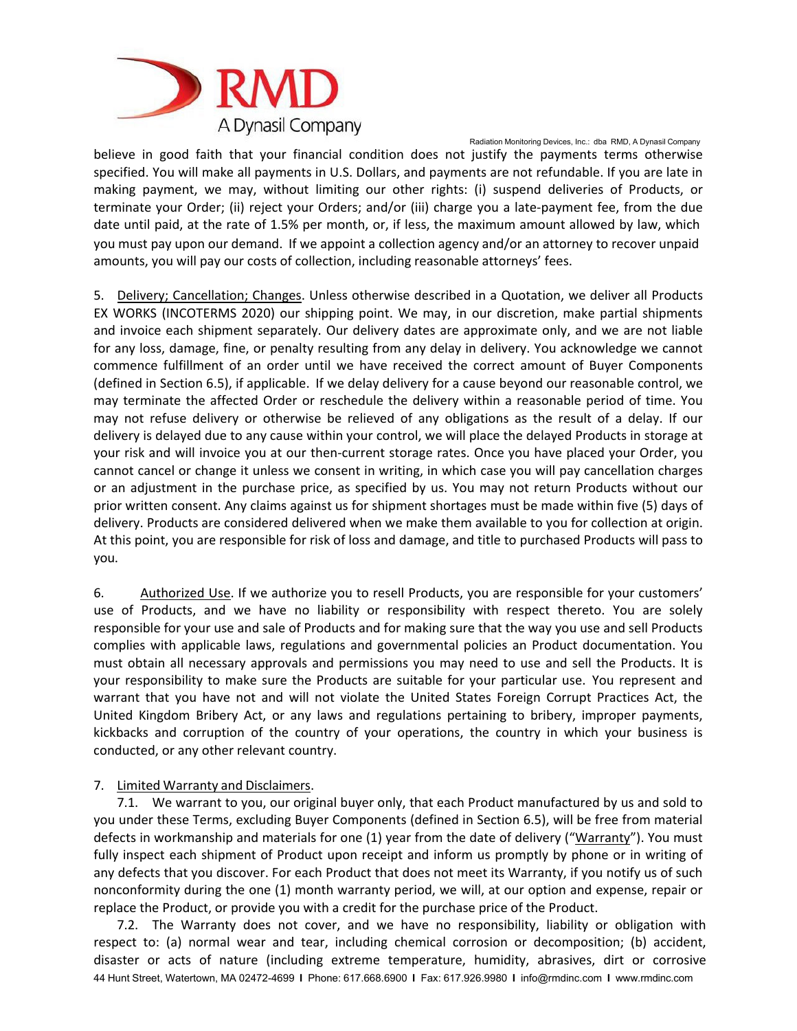believe in good faith that your financial condition does not justify the payments terms otherwise specified. You will make all payments in U.S. Dollars, and payments are not refundable. If you are late in making payment, we may, without limiting our other rights: (i) suspend deliveries of Products, or terminate your Order; (ii) reject your Orders; and/or (iii) charge you a late-payment fee, from the due date until paid, at the rate of 1.5% per month, or, if less, the maximum amount allowed by law, which you must pay upon our demand. If we appoint a collection agency and/or an attorney to recover unpaid amounts, you will pay our costs of collection, including reasonable attorneys' fees.

5. Delivery; Cancellation; Changes. Unless otherwise described in a Quotation, we deliver all Products EX WORKS (INCOTERMS 2020) our shipping point. We may, in our discretion, make partial shipments and invoice each shipment separately. Our delivery dates are approximate only, and we are not liable for any loss, damage, fine, or penalty resulting from any delay in delivery. You acknowledge we cannot commence fulfillment of an order until we have received the correct amount of Buyer Components (defined in Section 6.5), if applicable. If we delay delivery for a cause beyond our reasonable control, we may terminate the affected Order or reschedule the delivery within a reasonable period of time. You may not refuse delivery or otherwise be relieved of any obligations as the result of a delay. If our delivery is delayed due to any cause within your control, we will place the delayed Products in storage at your risk and will invoice you at our then-current storage rates. Once you have placed your Order, you cannot cancel or change it unless we consent in writing, in which case you will pay cancellation charges or an adjustment in the purchase price, as specified by us. You may not return Products without our prior written consent. Any claims against us for shipment shortages must be made within five (5) days of delivery. Products are considered delivered when we make them available to you for collection at origin. At this point, you are responsible for risk of loss and damage, and title to purchased Products will pass to you.

6. Authorized Use. If we authorize you to resell Products, you are responsible for your customers' use of Products, and we have no liability or responsibility with respect thereto. You are solely responsible for your use and sale of Products and for making sure that the way you use and sell Products complies with applicable laws, regulations and governmental policies an Product documentation. You must obtain all necessary approvals and permissions you may need to use and sell the Products. It is your responsibility to make sure the Products are suitable for your particular use. You represent and warrant that you have not and will not violate the United States Foreign Corrupt Practices Act, the United Kingdom Bribery Act, or any laws and regulations pertaining to bribery, improper payments, kickbacks and corruption of the country of your operations, the country in which your business is conducted, or any other relevant country.

7. Limited Warranty and Disclaimers.

7.1. We warrant to you, our original buyer only, that each Product manufactured by us and sold to you under these Terms, excluding Buyer Components (defined in Section 6.5), will be free from material defects in workmanship and materials for one (1) year from the date of delivery ("Warranty"). You must fully inspect each shipment of Product upon receipt and inform us promptly by phone or in writing of any defects that you discover. For each Product that does not meet its Warranty, if you notify us of such nonconformity during the one (1) month warranty period, we will, at our option and expense, repair or replace the Product, or provide you with a credit for the purchase price of the Product.

7.2. The Warranty does not cover, and we have no responsibility, liability or obligation with respect to: (a) normal wear and tear, including chemical corrosion or decomposition; (b) accident, disaster or acts of nature (including extreme temperature, humidity, abrasives, dirt or corrosive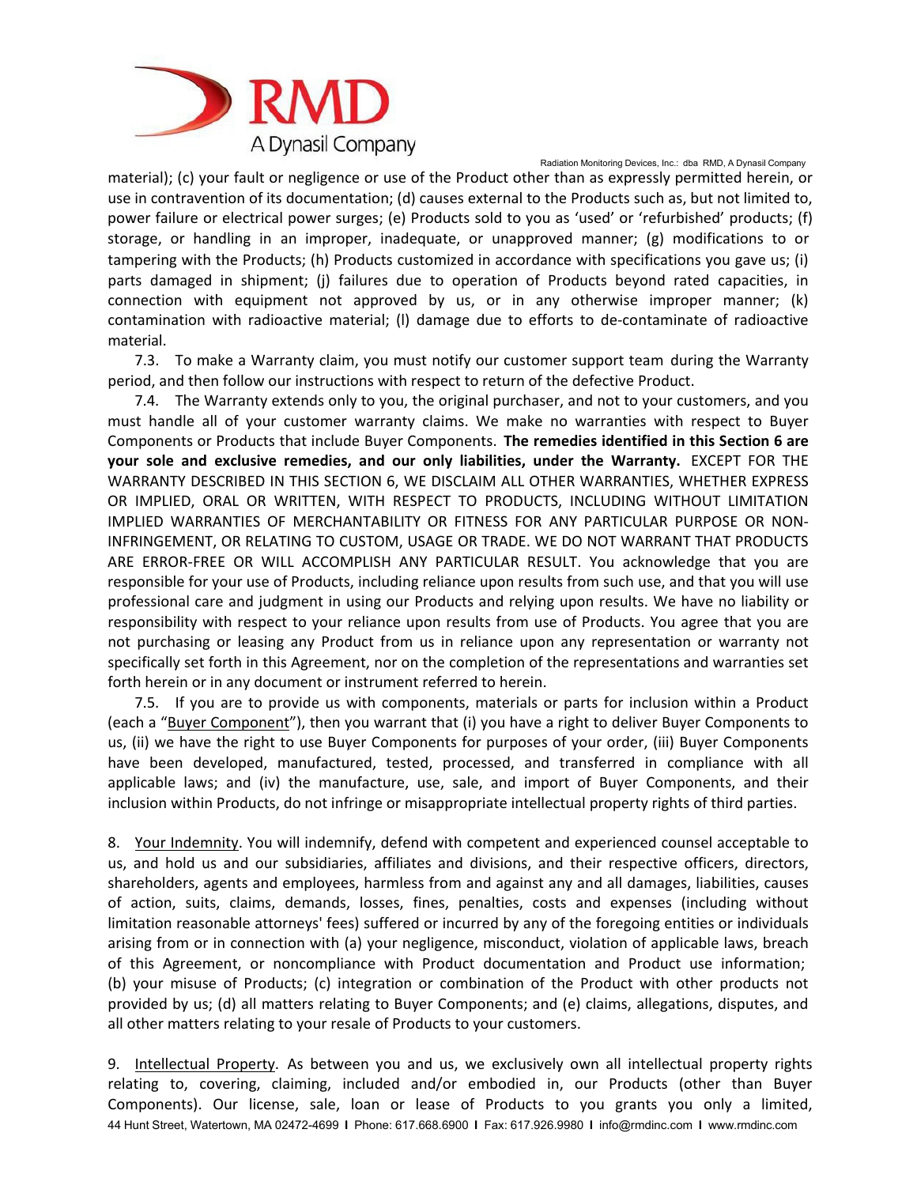material); (c) your fault or negligence or use of the Product other than as expressly permitted herein, or use in contravention of its documentation; (d) causes external to the Products such as, but not limited to, power failure or electrical power surges; (e) Products sold to you as 'used' or 'refurbished' products; (f) storage, or handling in an improper, inadequate, or unapproved manner; (g) modifications to or tampering with the Products; (h) Products customized in accordance with specifications you gave us; (i) parts damaged in shipment; (j) failures due to operation of Products beyond rated capacities, in connection with equipment not approved by us, or in any otherwise improper manner; (k) contamination with radioactive material; (l) damage due to efforts to de-contaminate of radioactive material.

7.3. To make a Warranty claim, you must notify our customer support team during the Warranty period, and then follow our instructions with respect to return of the defective Product.

7.4. The Warranty extends only to you, the original purchaser, and not to your customers, and you must handle all of your customer warranty claims. We make no warranties with respect to Buyer Components or Products that include Buyer Components. **The remedies identified in this Section 6 are your sole and exclusive remedies, and our only liabilities, under the Warranty.** EXCEPT FOR THE WARRANTY DESCRIBED IN THIS SECTION 6, WE DISCLAIM ALL OTHER WARRANTIES, WHETHER EXPRESS OR IMPLIED, ORAL OR WRITTEN, WITH RESPECT TO PRODUCTS, INCLUDING WITHOUT LIMITATION IMPLIED WARRANTIES OF MERCHANTABILITY OR FITNESS FOR ANY PARTICULAR PURPOSE OR NON-INFRINGEMENT, OR RELATING TO CUSTOM, USAGE OR TRADE. WE DO NOT WARRANT THAT PRODUCTS ARE ERROR-FREE OR WILL ACCOMPLISH ANY PARTICULAR RESULT. You acknowledge that you are responsible for your use of Products, including reliance upon results from such use, and that you will use professional care and judgment in using our Products and relying upon results. We have no liability or responsibility with respect to your reliance upon results from use of Products. You agree that you are not purchasing or leasing any Product from us in reliance upon any representation or warranty not specifically set forth in this Agreement, nor on the completion of the representations and warranties set forth herein or in any document or instrument referred to herein.

7.5. If you are to provide us with components, materials or parts for inclusion within a Product (each a "Buyer Component"), then you warrant that (i) you have a right to deliver Buyer Components to us, (ii) we have the right to use Buyer Components for purposes of your order, (iii) Buyer Components have been developed, manufactured, tested, processed, and transferred in compliance with all applicable laws; and (iv) the manufacture, use, sale, and import of Buyer Components, and their inclusion within Products, do not infringe or misappropriate intellectual property rights of third parties.

8. Your Indemnity. You will indemnify, defend with competent and experienced counsel acceptable to us, and hold us and our subsidiaries, affiliates and divisions, and their respective officers, directors, shareholders, agents and employees, harmless from and against any and all damages, liabilities, causes of action, suits, claims, demands, losses, fines, penalties, costs and expenses (including without limitation reasonable attorneys' fees) suffered or incurred by any of the foregoing entities or individuals arising from or in connection with (a) your negligence, misconduct, violation of applicable laws, breach of this Agreement, or noncompliance with Product documentation and Product use information; (b) your misuse of Products; (c) integration or combination of the Product with other products not provided by us; (d) all matters relating to Buyer Components; and (e) claims, allegations, disputes, and all other matters relating to your resale of Products to your customers.

9. Intellectual Property. As between you and us, we exclusively own all intellectual property rights relating to, covering, claiming, included and/or embodied in, our Products (other than Buyer Components). Our license, sale, loan or lease of Products to you grants you only a limited,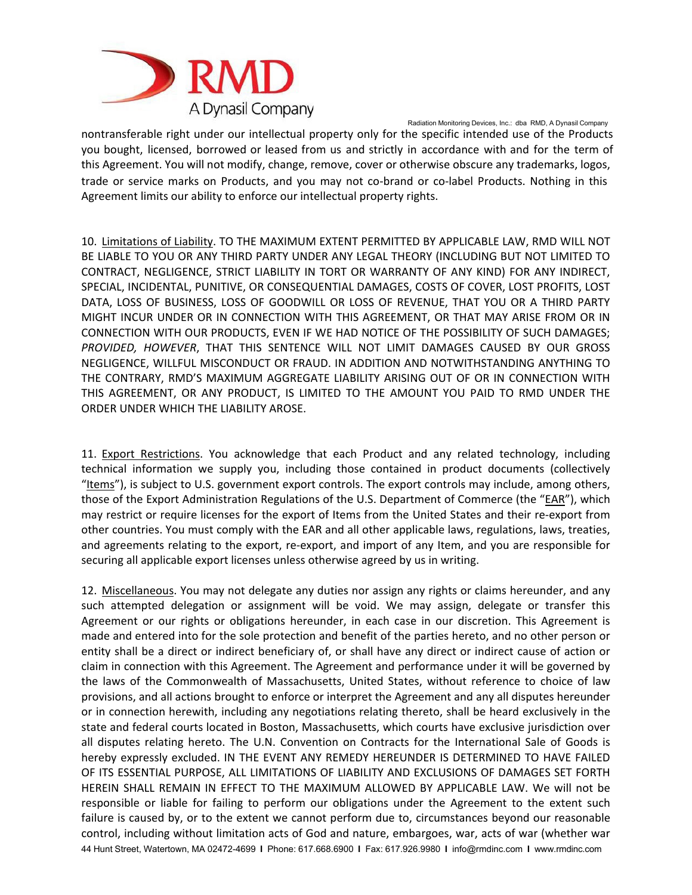nontransferable right under our intellectual property only for the specific intended use of the Products you bought, licensed, borrowed or leased from us and strictly in accordance with and for the term of this Agreement. You will not modify, change, remove, cover or otherwise obscure any trademarks, logos, trade or service marks on Products, and you may not co-brand or co-label Products. Nothing in this Agreement limits our ability to enforce our intellectual property rights.

10. Limitations of Liability. TO THE MAXIMUM EXTENT PERMITTED BY APPLICABLE LAW, RMD WILL NOT BE LIABLE TO YOU OR ANY THIRD PARTY UNDER ANY LEGAL THEORY (INCLUDING BUT NOT LIMITED TO CONTRACT, NEGLIGENCE, STRICT LIABILITY IN TORT OR WARRANTY OF ANY KIND) FOR ANY INDIRECT, SPECIAL, INCIDENTAL, PUNITIVE, OR CONSEQUENTIAL DAMAGES, COSTS OF COVER, LOST PROFITS, LOST DATA, LOSS OF BUSINESS, LOSS OF GOODWILL OR LOSS OF REVENUE, THAT YOU OR A THIRD PARTY MIGHT INCUR UNDER OR IN CONNECTION WITH THIS AGREEMENT, OR THAT MAY ARISE FROM OR IN CONNECTION WITH OUR PRODUCTS, EVEN IF WE HAD NOTICE OF THE POSSIBILITY OF SUCH DAMAGES; *PROVIDED, HOWEVER*, THAT THIS SENTENCE WILL NOT LIMIT DAMAGES CAUSED BY OUR GROSS NEGLIGENCE, WILLFUL MISCONDUCT OR FRAUD. IN ADDITION AND NOTWITHSTANDING ANYTHING TO THE CONTRARY, RMD'S MAXIMUM AGGREGATE LIABILITY ARISING OUT OF OR IN CONNECTION WITH THIS AGREEMENT, OR ANY PRODUCT, IS LIMITED TO THE AMOUNT YOU PAID TO RMD UNDER THE ORDER UNDER WHICH THE LIABILITY AROSE.

11. Export Restrictions. You acknowledge that each Product and any related technology, including technical information we supply you, including those contained in product documents (collectively "Items"), is subject to U.S. government export controls. The export controls may include, among others, those of the Export Administration Regulations of the U.S. Department of Commerce (the "EAR"), which may restrict or require licenses for the export of Items from the United States and their re-export from other countries. You must comply with the EAR and all other applicable laws, regulations, laws, treaties, and agreements relating to the export, re-export, and import of any Item, and you are responsible for securing all applicable export licenses unless otherwise agreed by us in writing.

12. Miscellaneous. You may not delegate any duties nor assign any rights or claims hereunder, and any such attempted delegation or assignment will be void. We may assign, delegate or transfer this Agreement or our rights or obligations hereunder, in each case in our discretion. This Agreement is made and entered into for the sole protection and benefit of the parties hereto, and no other person or entity shall be a direct or indirect beneficiary of, or shall have any direct or indirect cause of action or claim in connection with this Agreement. The Agreement and performance under it will be governed by the laws of the Commonwealth of Massachusetts, United States, without reference to choice of law provisions, and all actions brought to enforce or interpret the Agreement and any all disputes hereunder or in connection herewith, including any negotiations relating thereto, shall be heard exclusively in the state and federal courts located in Boston, Massachusetts, which courts have exclusive jurisdiction over all disputes relating hereto. The U.N. Convention on Contracts for the International Sale of Goods is hereby expressly excluded. IN THE EVENT ANY REMEDY HEREUNDER IS DETERMINED TO HAVE FAILED OF ITS ESSENTIAL PURPOSE, ALL LIMITATIONS OF LIABILITY AND EXCLUSIONS OF DAMAGES SET FORTH HEREIN SHALL REMAIN IN EFFECT TO THE MAXIMUM ALLOWED BY APPLICABLE LAW. We will not be responsible or liable for failing to perform our obligations under the Agreement to the extent such failure is caused by, or to the extent we cannot perform due to, circumstances beyond our reasonable control, including without limitation acts of God and nature, embargoes, war, acts of war (whether war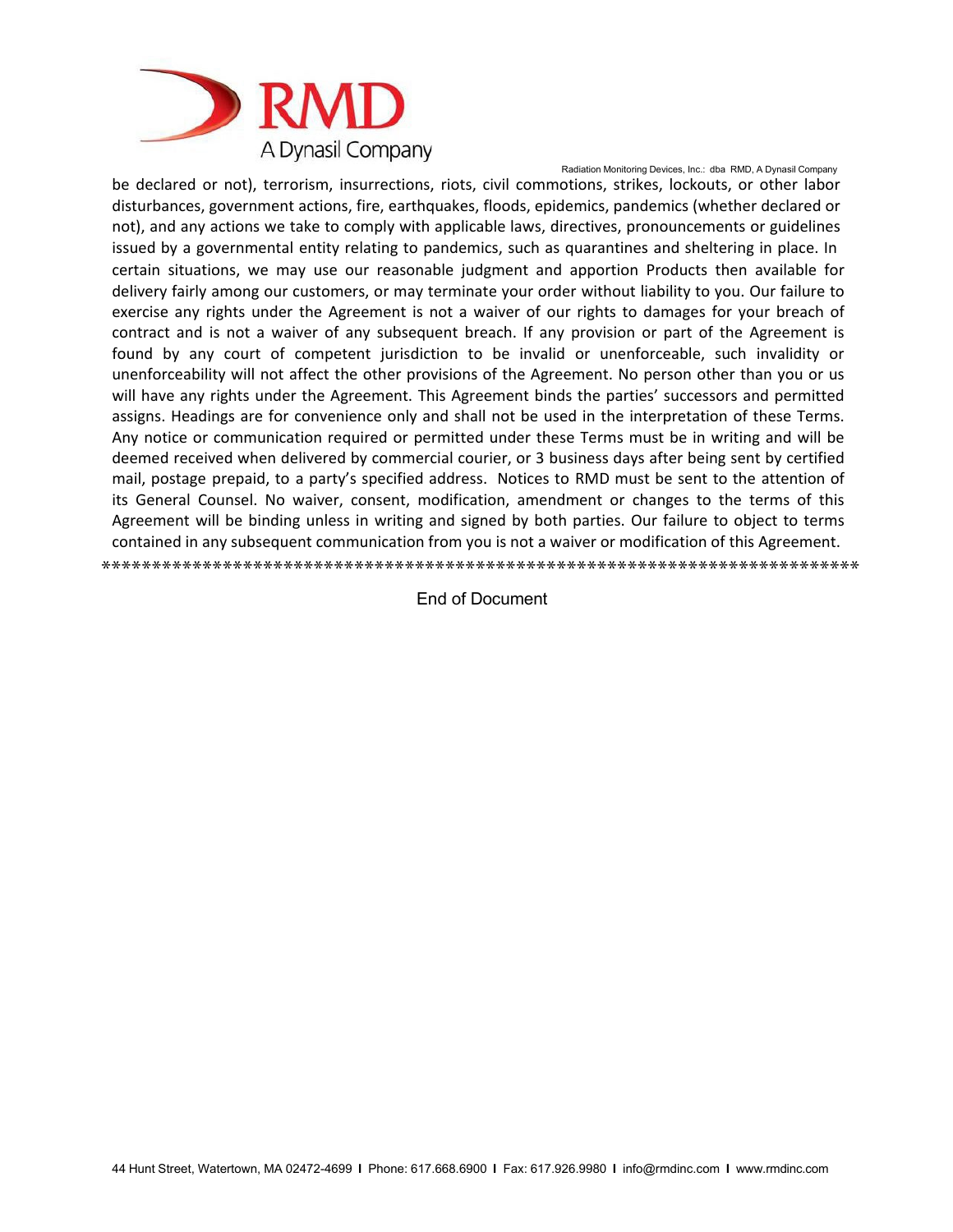be declared or not), terrorism, insurrections, riots, civil commotions, strikes, lockouts, or other labor disturbances, government actions, fire, earthquakes, floods, epidemics, pandemics (whether declared or not), and any actions we take to comply with applicable laws, directives, pronouncements or guidelines issued by a governmental entity relating to pandemics, such as quarantines and sheltering in place. In certain situations, we may use our reasonable judgment and apportion Products then available for delivery fairly among our customers, or may terminate your order without liability to you. Our failure to exercise any rights under the Agreement is not a waiver of our rights to damages for your breach of contract and is not a waiver of any subsequent breach. If any provision or part of the Agreement is found by any court of competent jurisdiction to be invalid or unenforceable, such invalidity or unenforceability will not affect the other provisions of the Agreement. No person other than you or us will have any rights under the Agreement. This Agreement binds the parties' successors and permitted assigns. Headings are for convenience only and shall not be used in the interpretation of these Terms. Any notice or communication required or permitted under these Terms must be in writing and will be deemed received when delivered by commercial courier, or 3 business days after being sent by certified mail, postage prepaid, to a party's specified address. Notices to RMD must be sent to the attention of its General Counsel. No waiver, consent, modification, amendment or changes to the terms of this Agreement will be binding unless in writing and signed by both parties. Our failure to object to terms contained in any subsequent communication from you is not a waiver or modification of this Agreement.

********************************************************************************

End of Document